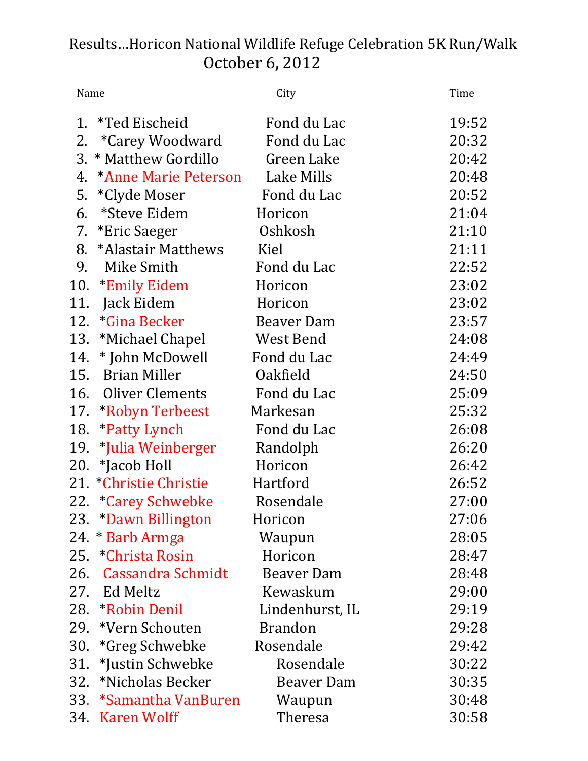# Results…Horicon National Wildlife Refuge Celebration 5K Run/Walk

## October 6, 2012

| | Name | City | Time |
|---|---|---|---|
| 1. | *Ted Eischeid | Fond du Lac | 19:52 |
| 2. | *Carey Woodward | Fond du Lac | 20:32 |
| 3. | * Matthew Gordillo | Green Lake | 20:42 |
| 4. | *Anne Marie Peterson | Lake Mills | 20:48 |
| 5. | *Clyde Moser | Fond du Lac | 20:52 |
| 6. | *Steve Eidem | Horicon | 21:04 |
| 7. | *Eric Saeger | Oshkosh | 21:10 |
| 8. | *Alastair Matthews | Kiel | 21:11 |
| 9. | Mike Smith | Fond du Lac | 22:52 |
| 10. | *Emily Eidem | Horicon | 23:02 |
| 11. | Jack Eidem | Horicon | 23:02 |
| 12. | *Gina Becker | Beaver Dam | 23:57 |
| 13. | *Michael Chapel | West Bend | 24:08 |
| 14. | * John McDowell | Fond du Lac | 24:49 |
| 15. | Brian Miller | Oakfield | 24:50 |
| 16. | Oliver Clements | Fond du Lac | 25:09 |
| 17. | *Robyn Terbeest | Markesan | 25:32 |
| 18. | *Patty Lynch | Fond du Lac | 26:08 |
| 19. | *Julia Weinberger | Randolph | 26:20 |
| 20. | *Jacob Holl | Horicon | 26:42 |
| 21. | *Christie Christie | Hartford | 26:52 |
| 22. | *Carey Schwebke | Rosendale | 27:00 |
| 23. | *Dawn Billington | Horicon | 27:06 |
| 24. | * Barb Armga | Waupun | 28:05 |
| 25. | *Christa Rosin | Horicon | 28:47 |
| 26. | Cassandra Schmidt | Beaver Dam | 28:48 |
| 27. | Ed Meltz | Kewaskum | 29:00 |
| 28. | *Robin Denil | Lindenhurst, IL | 29:19 |
| 29. | *Vern Schouten | Brandon | 29:28 |
| 30. | *Greg Schwebke | Rosendale | 29:42 |
| 31. | *Justin Schwebke | Rosendale | 30:22 |
| 32. | *Nicholas Becker | Beaver Dam | 30:35 |
| 33. | *Samantha VanBuren | Waupun | 30:48 |
| 34. | Karen Wolff | Theresa | 30:58 |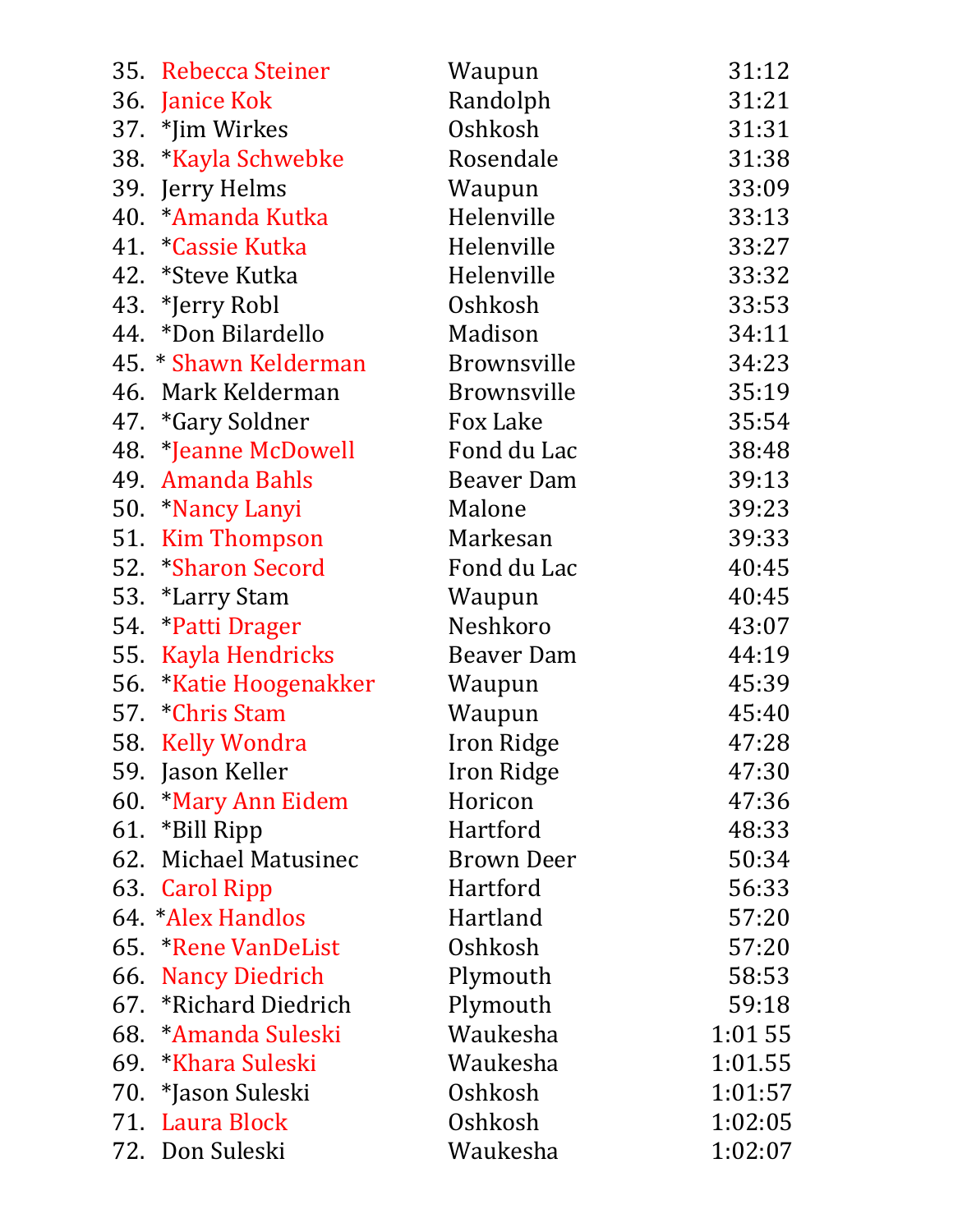| | | | |
|---|---|---|---|
| 35. | Rebecca Steiner | Waupun | 31:12 |
| 36. | Janice Kok | Randolph | 31:21 |
| 37. | *Jim Wirkes | Oshkosh | 31:31 |
| 38. | *Kayla Schwebke | Rosendale | 31:38 |
| 39. | Jerry Helms | Waupun | 33:09 |
| 40. | *Amanda Kutka | Helenville | 33:13 |
| 41. | *Cassie Kutka | Helenville | 33:27 |
| 42. | *Steve Kutka | Helenville | 33:32 |
| 43. | *Jerry Robl | Oshkosh | 33:53 |
| 44. | *Don Bilardello | Madison | 34:11 |
| 45. | * Shawn Kelderman | Brownsville | 34:23 |
| 46. | Mark Kelderman | Brownsville | 35:19 |
| 47. | *Gary Soldner | Fox Lake | 35:54 |
| 48. | *Jeanne McDowell | Fond du Lac | 38:48 |
| 49. | Amanda Bahls | Beaver Dam | 39:13 |
| 50. | *Nancy Lanyi | Malone | 39:23 |
| 51. | Kim Thompson | Markesan | 39:33 |
| 52. | *Sharon Secord | Fond du Lac | 40:45 |
| 53. | *Larry Stam | Waupun | 40:45 |
| 54. | *Patti Drager | Neshkoro | 43:07 |
| 55. | Kayla Hendricks | Beaver Dam | 44:19 |
| 56. | *Katie Hoogenakker | Waupun | 45:39 |
| 57. | *Chris Stam | Waupun | 45:40 |
| 58. | Kelly Wondra | Iron Ridge | 47:28 |
| 59. | Jason Keller | Iron Ridge | 47:30 |
| 60. | *Mary Ann Eidem | Horicon | 47:36 |
| 61. | *Bill Ripp | Hartford | 48:33 |
| 62. | Michael Matusinec | Brown Deer | 50:34 |
| 63. | Carol Ripp | Hartford | 56:33 |
| 64. | *Alex Handlos | Hartland | 57:20 |
| 65. | *Rene VanDeList | Oshkosh | 57:20 |
| 66. | Nancy Diedrich | Plymouth | 58:53 |
| 67. | *Richard Diedrich | Plymouth | 59:18 |
| 68. | *Amanda Suleski | Waukesha | 1:01 55 |
| 69. | *Khara Suleski | Waukesha | 1:01.55 |
| 70. | *Jason Suleski | Oshkosh | 1:01:57 |
| 71. | Laura Block | Oshkosh | 1:02:05 |
| 72. | Don Suleski | Waukesha | 1:02:07 |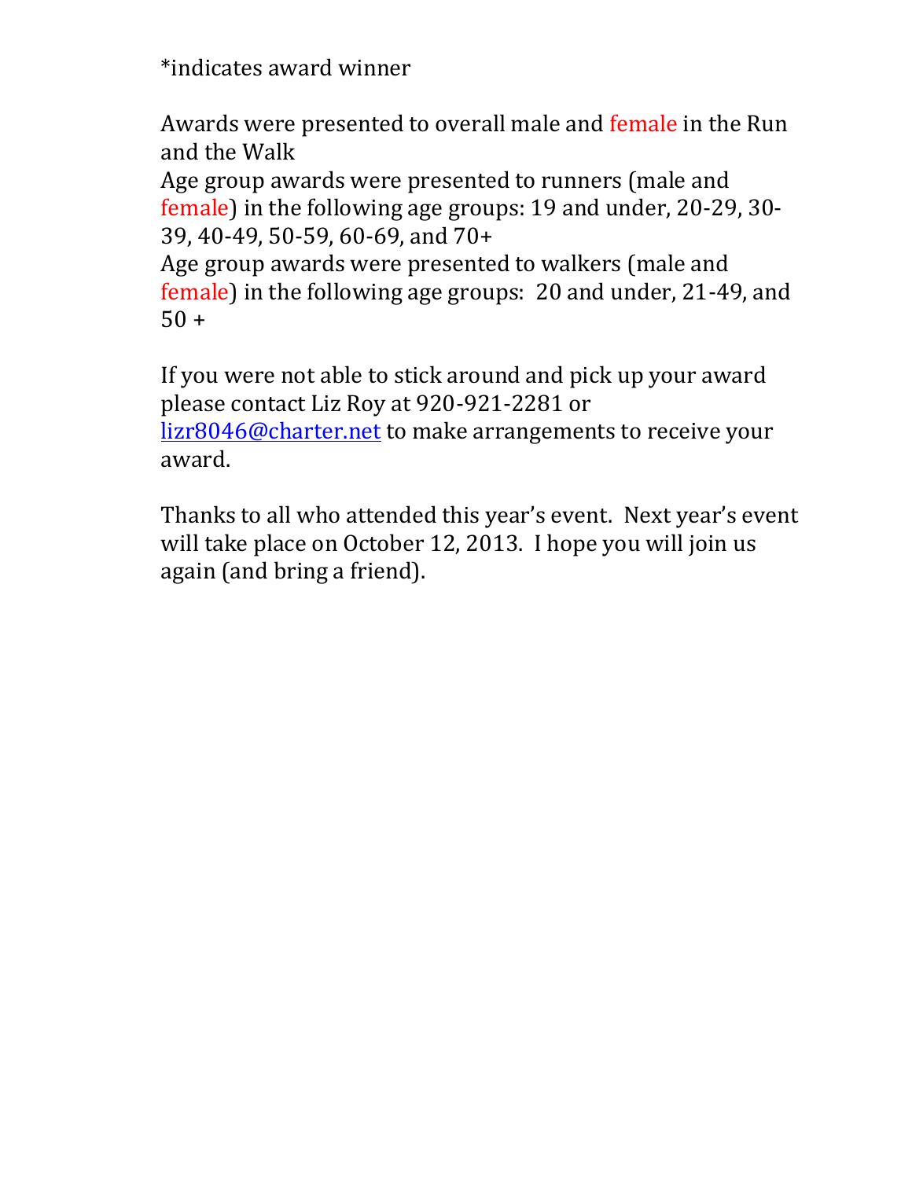*indicates award winner

Awards were presented to overall male and female in the Run and the Walk

Age group awards were presented to runners (male and female) in the following age groups: 19 and under, 20-29, 30-39, 40-49, 50-59, 60-69, and 70+

Age group awards were presented to walkers (male and female) in the following age groups: 20 and under, 21-49, and 50 +

If you were not able to stick around and pick up your award please contact Liz Roy at 920-921-2281 or lizr8046@charter.net to make arrangements to receive your award.

Thanks to all who attended this year's event. Next year's event will take place on October 12, 2013. I hope you will join us again (and bring a friend).